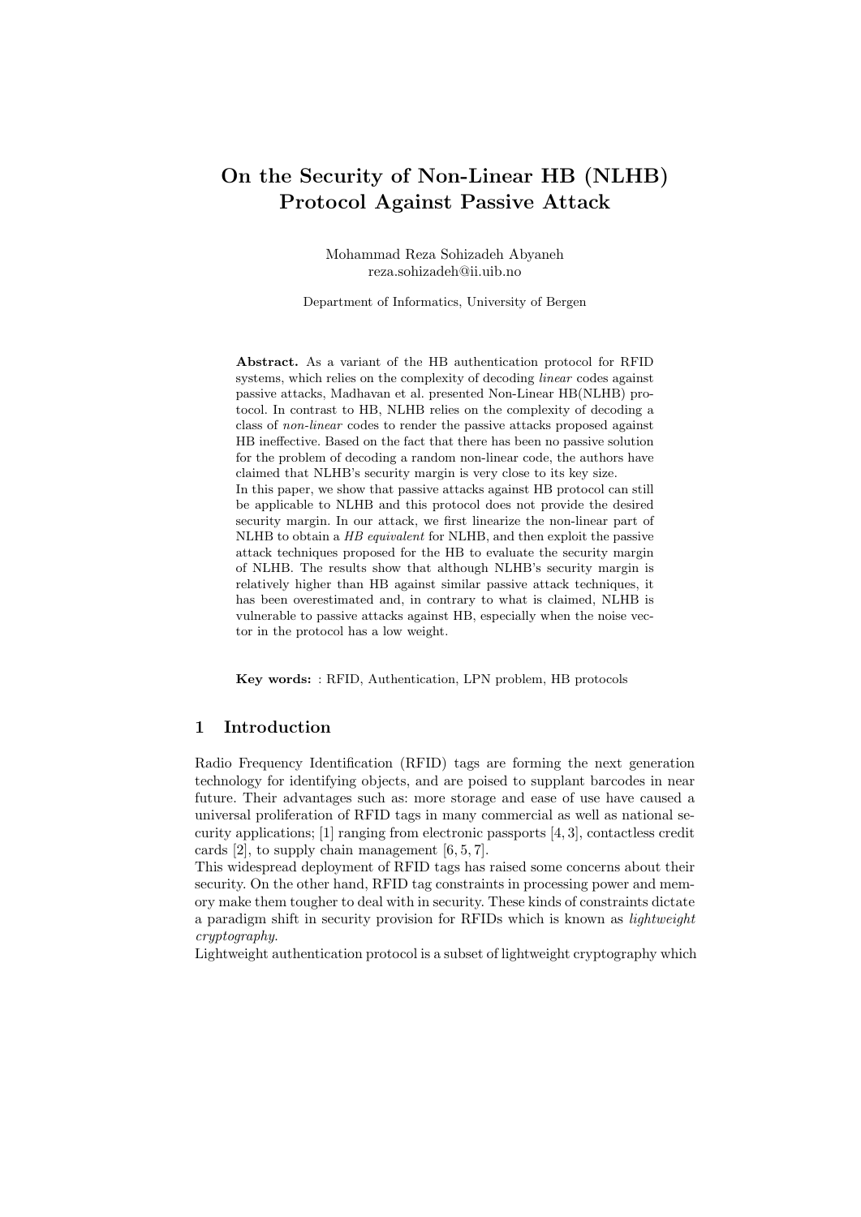# On the Security of Non-Linear HB (NLHB) Protocol Against Passive Attack

Mohammad Reza Sohizadeh Abyaneh
reza.sohizadeh@ii.uib.no

Department of Informatics, University of Bergen

**Abstract.** As a variant of the HB authentication protocol for RFID systems, which relies on the complexity of decoding *linear* codes against passive attacks, Madhavan et al. presented Non-Linear HB(NLHB) protocol. In contrast to HB, NLHB relies on the complexity of decoding a class of *non-linear* codes to render the passive attacks proposed against HB ineffective. Based on the fact that there has been no passive solution for the problem of decoding a random non-linear code, the authors have claimed that NLHB's security margin is very close to its key size.
In this paper, we show that passive attacks against HB protocol can still be applicable to NLHB and this protocol does not provide the desired security margin. In our attack, we first linearize the non-linear part of NLHB to obtain a *HB equivalent* for NLHB, and then exploit the passive attack techniques proposed for the HB to evaluate the security margin of NLHB. The results show that although NLHB's security margin is relatively higher than HB against similar passive attack techniques, it has been overestimated and, in contrary to what is claimed, NLHB is vulnerable to passive attacks against HB, especially when the noise vector in the protocol has a low weight.

**Key words:** : RFID, Authentication, LPN problem, HB protocols

## 1 Introduction

Radio Frequency Identification (RFID) tags are forming the next generation technology for identifying objects, and are poised to supplant barcodes in near future. Their advantages such as: more storage and ease of use have caused a universal proliferation of RFID tags in many commercial as well as national security applications; [1] ranging from electronic passports [4, 3], contactless credit cards [2], to supply chain management [6, 5, 7].
This widespread deployment of RFID tags has raised some concerns about their security. On the other hand, RFID tag constraints in processing power and memory make them tougher to deal with in security. These kinds of constraints dictate a paradigm shift in security provision for RFIDs which is known as *lightweight cryptography*.
Lightweight authentication protocol is a subset of lightweight cryptography which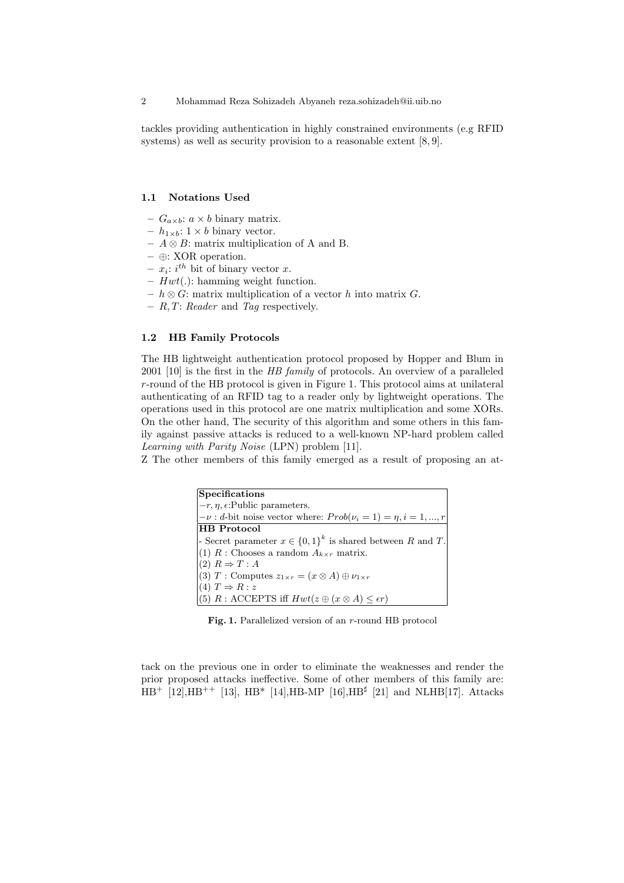tackles providing authentication in highly constrained environments (e.g RFID systems) as well as security provision to a reasonable extent [8, 9].

### 1.1 Notations Used

- $G_{a \times b}$: $a \times b$ binary matrix.
- $h_{1 \times b}$: $1 \times b$ binary vector.
- $A \otimes B$: matrix multiplication of A and B.
- $\oplus$: XOR operation.
- $x_i$: $i^{th}$ bit of binary vector $x$.
- $Hwt(.)$: hamming weight function.
- $h \otimes G$: matrix multiplication of a vector $h$ into matrix $G$.
- $R, T$: *Reader* and *Tag* respectively.

### 1.2 HB Family Protocols

The HB lightweight authentication protocol proposed by Hopper and Blum in 2001 [10] is the first in the *HB family* of protocols. An overview of a paralleled $r$-round of the HB protocol is given in Figure 1. This protocol aims at unilateral authenticating of an RFID tag to a reader only by lightweight operations. The operations used in this protocol are one matrix multiplication and some XORs. On the other hand, The security of this algorithm and some others in this family against passive attacks is reduced to a well-known NP-hard problem called *Learning with Parity Noise* (LPN) problem [11].
Z The other members of this family emerged as a result of proposing an attack on the previous one in order to eliminate the weaknesses and render the prior proposed attacks ineffective. Some of other members of this family are: HB$^+$ [12],HB$^{++}$ [13], HB* [14],HB-MP [16],HB$^\sharp$ [21] and NLHB[17]. Attacks

| **Specifications** |
|---|
| $-r, \eta, \epsilon$:Public parameters. |
| $-\nu$ : $d$-bit noise vector where: $Prob(\nu_i = 1) = \eta, i = 1, ..., r$ |
| **HB Protocol** |
| - Secret parameter $x \in \{0,1\}^k$ is shared between $R$ and $T$. |
| (1) $R$ : Chooses a random $A_{k \times r}$ matrix. |
| (2) $R \Rightarrow T : A$ |
| (3) $T$ : Computes $z_{1 \times r} = (x \otimes A) \oplus \nu_{1 \times r}$ |
| (4) $T \Rightarrow R : z$ |
| (5) $R$ : ACCEPTS iff $Hwt(z \oplus (x \otimes A) \leq \epsilon r)$ |

**Fig. 1.** Parallelized version of an $r$-round HB protocol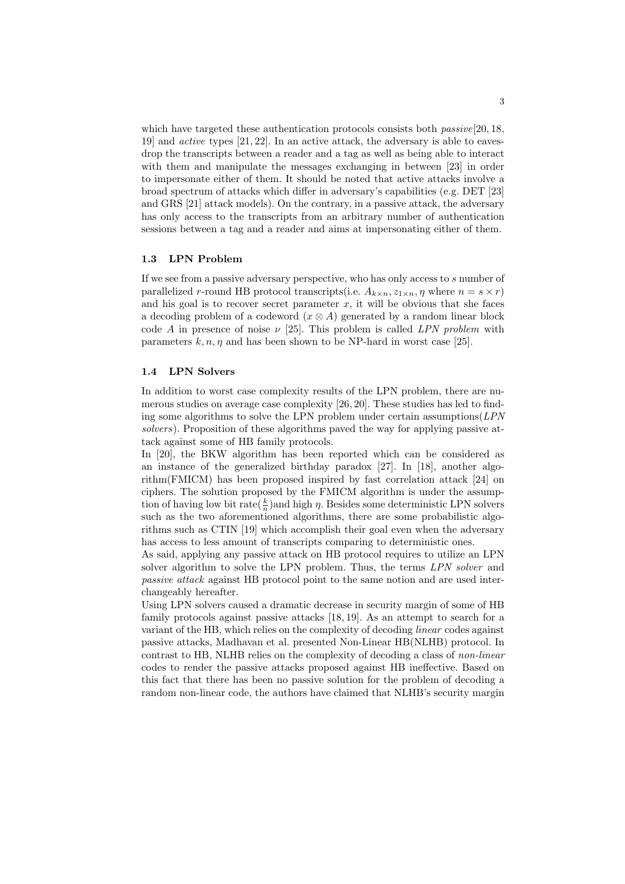which have targeted these authentication protocols consists both *passive*[20, 18, 19] and *active* types [21, 22]. In an active attack, the adversary is able to eavesdrop the transcripts between a reader and a tag as well as being able to interact with them and manipulate the messages exchanging in between [23] in order to impersonate either of them. It should be noted that active attacks involve a broad spectrum of attacks which differ in adversary's capabilities (e.g. DET [23] and GRS [21] attack models). On the contrary, in a passive attack, the adversary has only access to the transcripts from an arbitrary number of authentication sessions between a tag and a reader and aims at impersonating either of them.

### 1.3 LPN Problem

If we see from a passive adversary perspective, who has only access to $s$ number of parallelized $r$-round HB protocol transcripts(i.e. $A_{k\times n}, z_{1\times n}, \eta$ where $n = s \times r$) and his goal is to recover secret parameter $x$, it will be obvious that she faces a decoding problem of a codeword $(x \otimes A)$ generated by a random linear block code $A$ in presence of noise $\nu$ [25]. This problem is called *LPN problem* with parameters $k, n, \eta$ and has been shown to be NP-hard in worst case [25].

### 1.4 LPN Solvers

In addition to worst case complexity results of the LPN problem, there are numerous studies on average case complexity [26, 20]. These studies has led to finding some algorithms to solve the LPN problem under certain assumptions(*LPN solvers*). Proposition of these algorithms paved the way for applying passive attack against some of HB family protocols.

In [20], the BKW algorithm has been reported which can be considered as an instance of the generalized birthday paradox [27]. In [18], another algorithm(FMICM) has been proposed inspired by fast correlation attack [24] on ciphers. The solution proposed by the FMICM algorithm is under the assumption of having low bit rate($\frac{k}{n}$)and high $\eta$. Besides some deterministic LPN solvers such as the two aforementioned algorithms, there are some probabilistic algorithms such as CTIN [19] which accomplish their goal even when the adversary has access to less amount of transcripts comparing to deterministic ones.

As said, applying any passive attack on HB protocol requires to utilize an LPN solver algorithm to solve the LPN problem. Thus, the terms *LPN solver* and *passive attack* against HB protocol point to the same notion and are used interchangeably hereafter.

Using LPN solvers caused a dramatic decrease in security margin of some of HB family protocols against passive attacks [18, 19]. As an attempt to search for a variant of the HB, which relies on the complexity of decoding *linear* codes against passive attacks, Madhavan et al. presented Non-Linear HB(NLHB) protocol. In contrast to HB, NLHB relies on the complexity of decoding a class of *non-linear* codes to render the passive attacks proposed against HB ineffective. Based on this fact that there has been no passive solution for the problem of decoding a random non-linear code, the authors have claimed that NLHB's security margin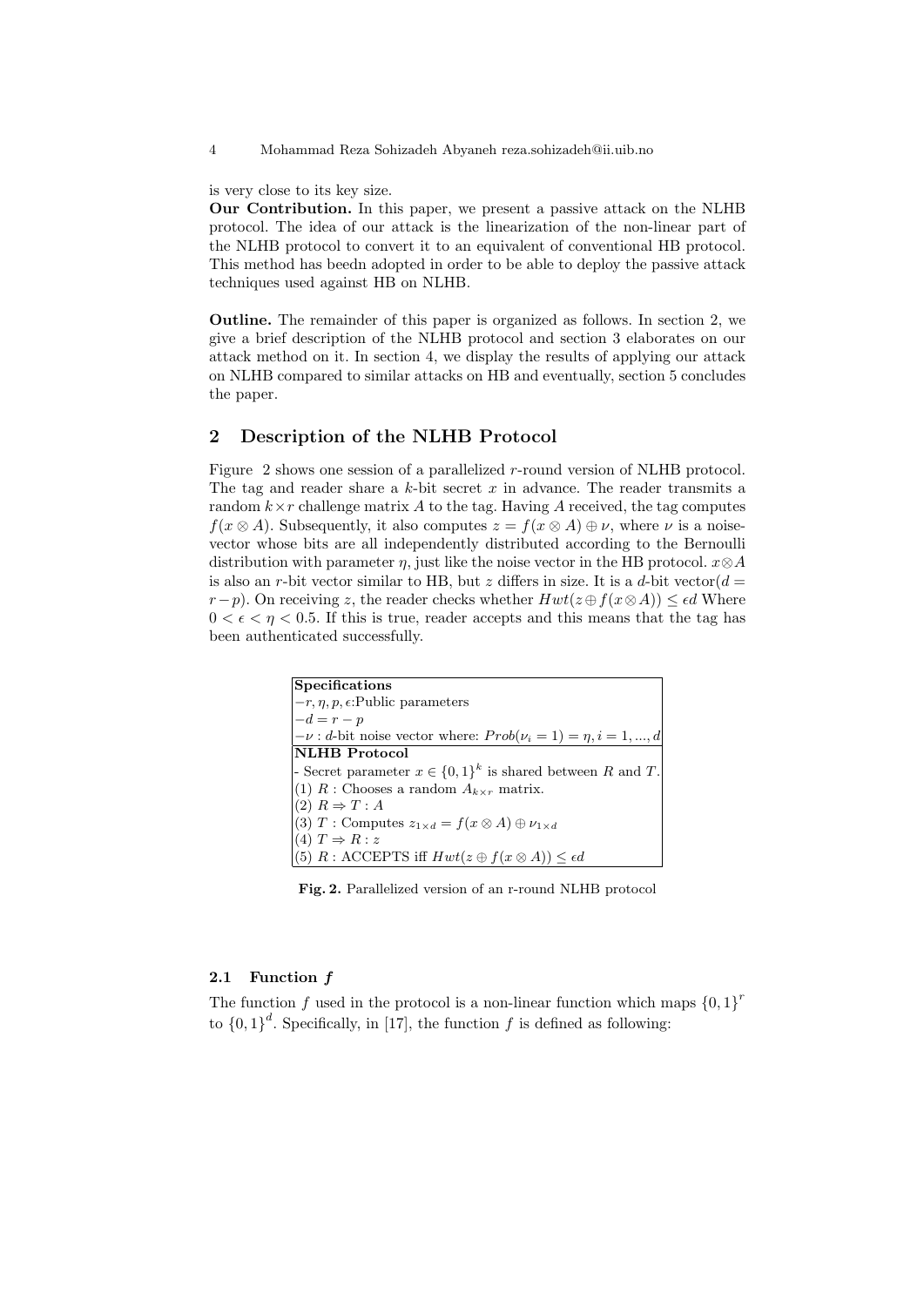is very close to its key size.

**Our Contribution.** In this paper, we present a passive attack on the NLHB protocol. The idea of our attack is the linearization of the non-linear part of the NLHB protocol to convert it to an equivalent of conventional HB protocol. This method has beedn adopted in order to be able to deploy the passive attack techniques used against HB on NLHB.

**Outline.** The remainder of this paper is organized as follows. In section 2, we give a brief description of the NLHB protocol and section 3 elaborates on our attack method on it. In section 4, we display the results of applying our attack on NLHB compared to similar attacks on HB and eventually, section 5 concludes the paper.

## 2 Description of the NLHB Protocol

Figure 2 shows one session of a parallelized $r$-round version of NLHB protocol. The tag and reader share a $k$-bit secret $x$ in advance. The reader transmits a random $k \times r$ challenge matrix $A$ to the tag. Having $A$ received, the tag computes $f(x \otimes A)$. Subsequently, it also computes $z = f(x \otimes A) \oplus \nu$, where $\nu$ is a noise-vector whose bits are all independently distributed according to the Bernoulli distribution with parameter $\eta$, just like the noise vector in the HB protocol. $x \otimes A$ is also an $r$-bit vector similar to HB, but $z$ differs in size. It is a $d$-bit vector($d = r - p$). On receiving $z$, the reader checks whether $Hwt(z \oplus f(x \otimes A)) \leq \epsilon d$ Where $0 < \epsilon < \eta < 0.5$. If this is true, reader accepts and this means that the tag has been authenticated successfully.

| **Specifications** |
|---|
| $-r, \eta, p, \epsilon$:Public parameters |
| $-d = r - p$ |
| $-\nu$ : $d$-bit noise vector where: $Prob(\nu_i = 1) = \eta, i = 1, ..., d$ |
| **NLHB Protocol** |
| - Secret parameter $x \in \{0,1\}^k$ is shared between $R$ and $T$. |
| (1) $R$ : Chooses a random $A_{k \times r}$ matrix. |
| (2) $R \Rightarrow T : A$ |
| (3) $T$ : Computes $z_{1 \times d} = f(x \otimes A) \oplus \nu_{1 \times d}$ |
| (4) $T \Rightarrow R : z$ |
| (5) $R$ : ACCEPTS iff $Hwt(z \oplus f(x \otimes A)) \leq \epsilon d$ |

**Fig. 2.** Parallelized version of an r-round NLHB protocol

### 2.1 Function *f*

The function $f$ used in the protocol is a non-linear function which maps $\{0,1\}^r$ to $\{0,1\}^d$. Specifically, in [17], the function $f$ is defined as following: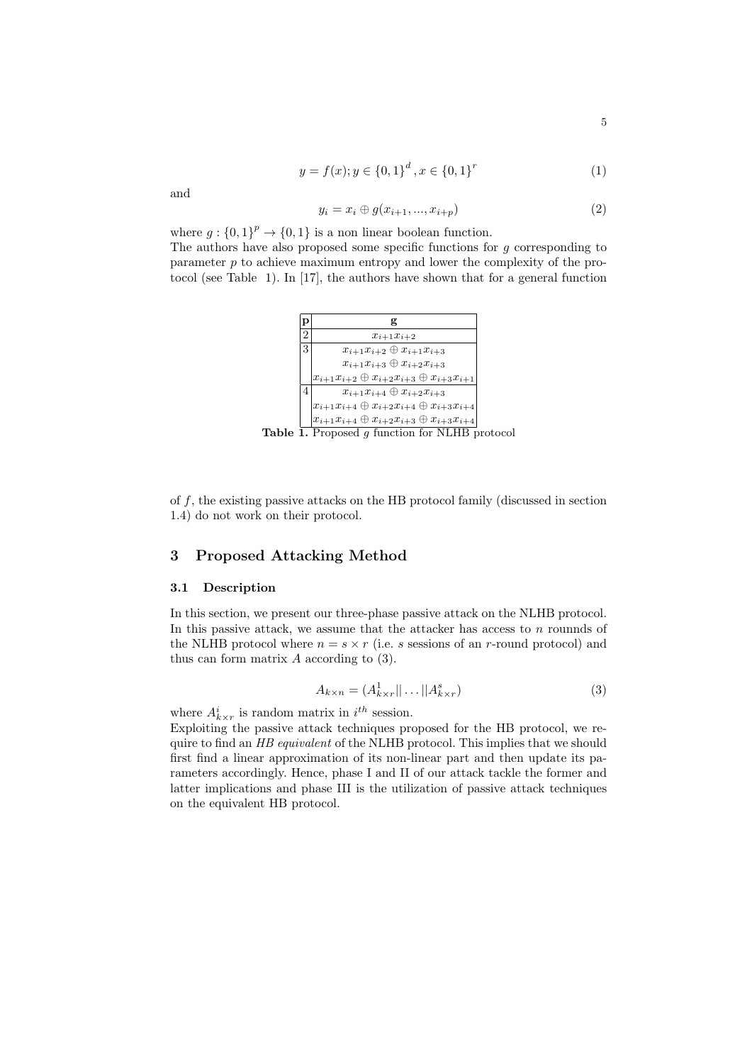$$y = f(x); y \in \{0,1\}^d, x \in \{0,1\}^r \tag{1}$$

and

$$y_i = x_i \oplus g(x_{i+1}, ..., x_{i+p}) \tag{2}$$

where $g : \{0,1\}^p \to \{0,1\}$ is a non linear boolean function.
The authors have also proposed some specific functions for $g$ corresponding to parameter $p$ to achieve maximum entropy and lower the complexity of the protocol (see Table 1). In [17], the authors have shown that for a general function of $f$, the existing passive attacks on the HB protocol family (discussed in section 1.4) do not work on their protocol.

| p | g |
|---|---|
| 2 | $x_{i+1}x_{i+2}$ |
| 3 | $x_{i+1}x_{i+2} \oplus x_{i+1}x_{i+3}$ |
| | $x_{i+1}x_{i+3} \oplus x_{i+2}x_{i+3}$ |
| | $x_{i+1}x_{i+2} \oplus x_{i+2}x_{i+3} \oplus x_{i+3}x_{i+1}$ |
| 4 | $x_{i+1}x_{i+4} \oplus x_{i+2}x_{i+3}$ |
| | $x_{i+1}x_{i+4} \oplus x_{i+2}x_{i+4} \oplus x_{i+3}x_{i+4}$ |
| | $x_{i+1}x_{i+4} \oplus x_{i+2}x_{i+3} \oplus x_{i+3}x_{i+4}$ |

**Table 1.** Proposed $g$ function for NLHB protocol

## 3 Proposed Attacking Method

### 3.1 Description

In this section, we present our three-phase passive attack on the NLHB protocol. In this passive attack, we assume that the attacker has access to $n$ rounnds of the NLHB protocol where $n = s \times r$ (i.e. $s$ sessions of an $r$-round protocol) and thus can form matrix $A$ according to (3).

$$A_{k\times n} = (A^1_{k\times r} || \dots || A^s_{k\times r}) \tag{3}$$

where $A^i_{k\times r}$ is random matrix in $i^{th}$ session.
Exploiting the passive attack techniques proposed for the HB protocol, we require to find an *HB equivalent* of the NLHB protocol. This implies that we should first find a linear approximation of its non-linear part and then update its parameters accordingly. Hence, phase I and II of our attack tackle the former and latter implications and phase III is the utilization of passive attack techniques on the equivalent HB protocol.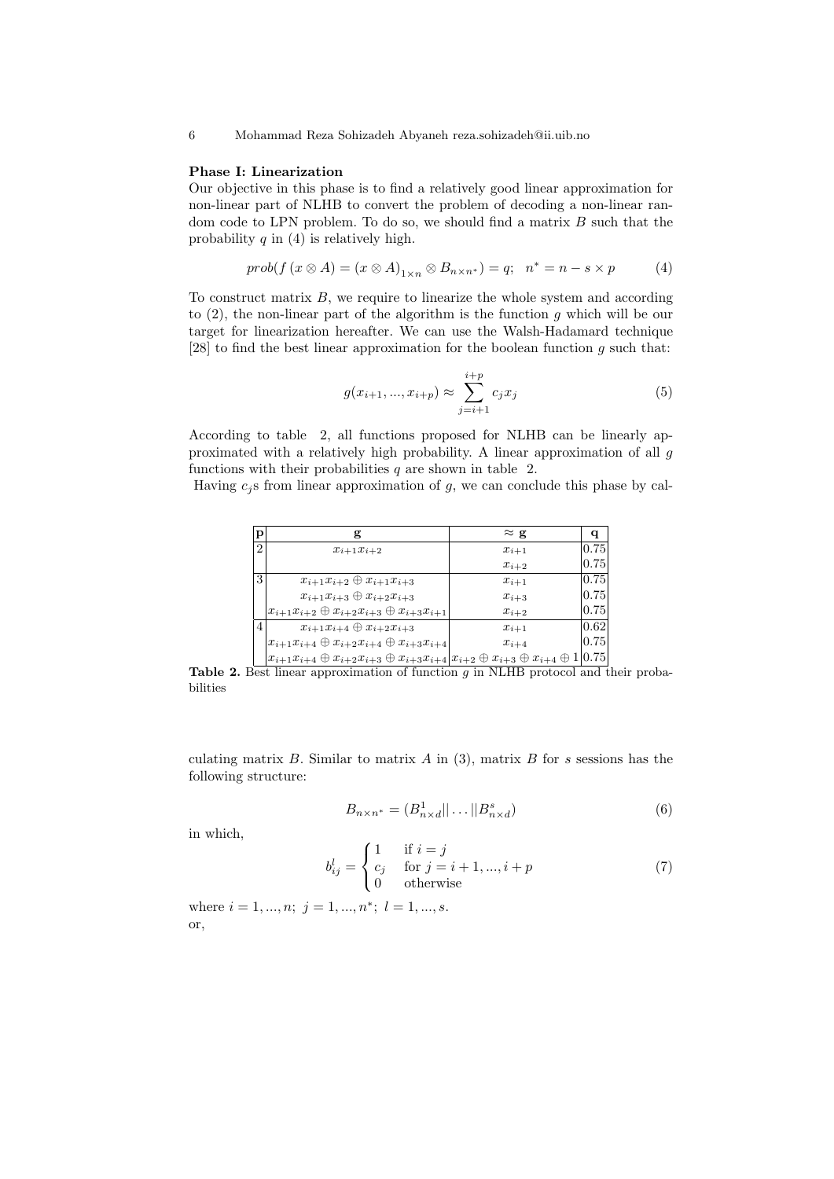**Phase I: Linearization**

Our objective in this phase is to find a relatively good linear approximation for non-linear part of NLHB to convert the problem of decoding a non-linear random code to LPN problem. To do so, we should find a matrix $B$ such that the probability $q$ in (4) is relatively high.

$$prob(f\,(x \otimes A) = (x \otimes A)_{1\times n} \otimes B_{n\times n^*}) = q; \quad n^* = n - s \times p \tag{4}$$

To construct matrix $B$, we require to linearize the whole system and according to (2), the non-linear part of the algorithm is the function $g$ which will be our target for linearization hereafter. We can use the Walsh-Hadamard technique [28] to find the best linear approximation for the boolean function $g$ such that:

$$g(x_{i+1}, ..., x_{i+p}) \approx \sum_{j=i+1}^{i+p} c_j x_j \tag{5}$$

According to table 2, all functions proposed for NLHB can be linearly approximated with a relatively high probability. A linear approximation of all $g$ functions with their probabilities $q$ are shown in table 2.

Having $c_j$s from linear approximation of $g$, we can conclude this phase by calculating matrix $B$. Similar to matrix $A$ in (3), matrix $B$ for $s$ sessions has the following structure:

| p | g | $\approx$ g | q |
|---|---|---|---|
| 2 | $x_{i+1}x_{i+2}$ | $x_{i+1}$ | 0.75 |
| | | $x_{i+2}$ | 0.75 |
| 3 | $x_{i+1}x_{i+2} \oplus x_{i+1}x_{i+3}$ | $x_{i+1}$ | 0.75 |
| | $x_{i+1}x_{i+3} \oplus x_{i+2}x_{i+3}$ | $x_{i+3}$ | 0.75 |
| | $x_{i+1}x_{i+2} \oplus x_{i+2}x_{i+3} \oplus x_{i+3}x_{i+1}$ | $x_{i+2}$ | 0.75 |
| 4 | $x_{i+1}x_{i+4} \oplus x_{i+2}x_{i+3}$ | $x_{i+1}$ | 0.62 |
| | $x_{i+1}x_{i+4} \oplus x_{i+2}x_{i+4} \oplus x_{i+3}x_{i+4}$ | $x_{i+4}$ | 0.75 |
| | $x_{i+1}x_{i+4} \oplus x_{i+2}x_{i+3} \oplus x_{i+3}x_{i+4}$ | $x_{i+2} \oplus x_{i+3} \oplus x_{i+4} \oplus 1$ | 0.75 |

**Table 2.** Best linear approximation of function $g$ in NLHB protocol and their probabilities

$$B_{n\times n^*} = (B^1_{n\times d} || \dots || B^s_{n\times d}) \tag{6}$$

in which,

$$b^l_{ij} = \begin{cases} 1 & \text{if } i = j \\ c_j & \text{for } j = i+1, ..., i+p \\ 0 & \text{otherwise} \end{cases} \tag{7}$$

where $i = 1, ..., n;\; j = 1, ..., n^*;\; l = 1, ..., s.$

or,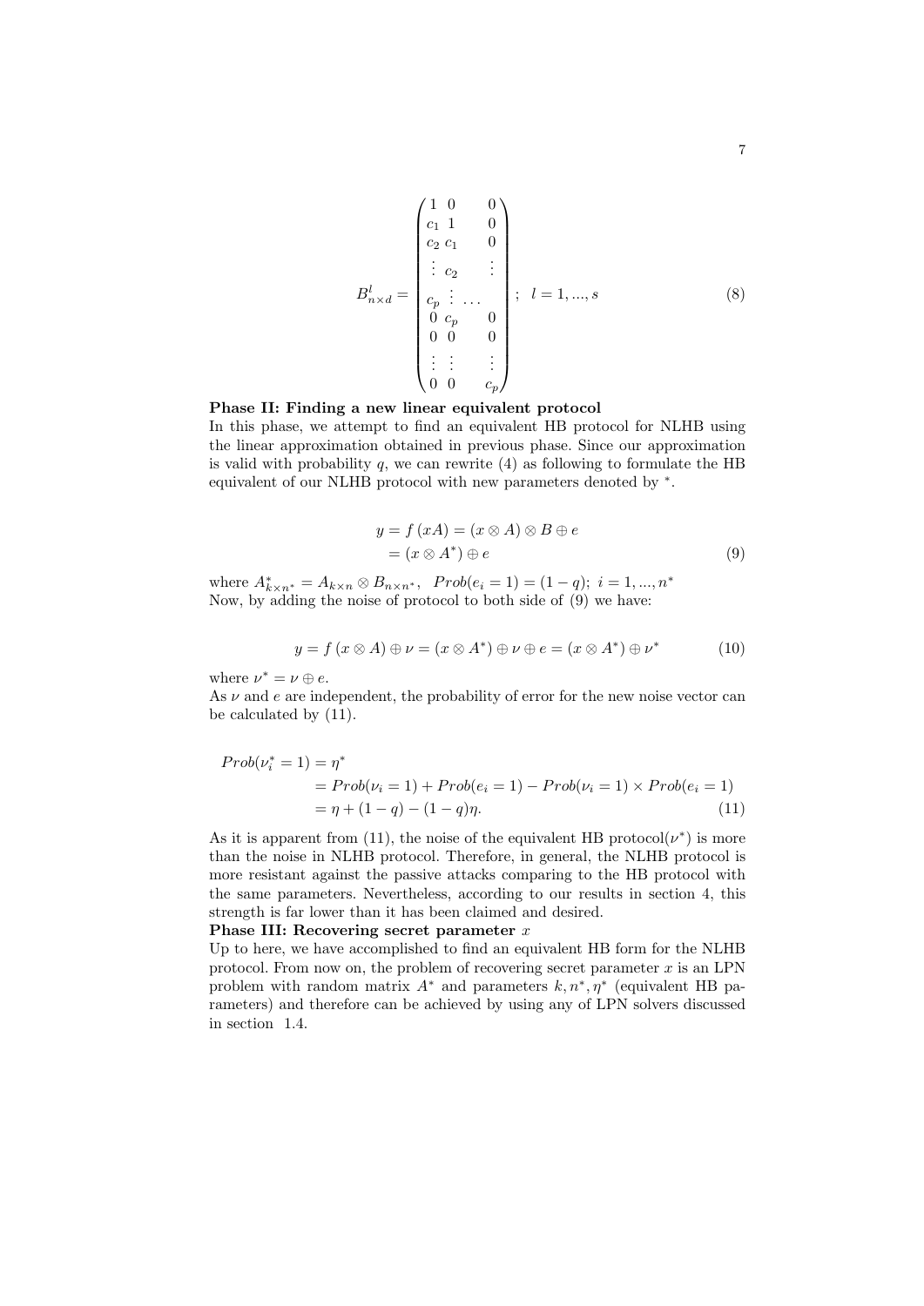$$
B^{l}_{n\times d} = \begin{pmatrix} 1 & 0 & & 0 \\ c_1 & 1 & & 0 \\ c_2 & c_1 & & 0 \\ \vdots & c_2 & & \vdots \\ c_p & \vdots & \dots & \\ 0 & c_p & & 0 \\ 0 & 0 & & 0 \\ \vdots & \vdots & & \vdots \\ 0 & 0 & & c_p \end{pmatrix}; \quad l = 1, ..., s \tag{8}
$$

**Phase II: Finding a new linear equivalent protocol**
In this phase, we attempt to find an equivalent HB protocol for NLHB using the linear approximation obtained in previous phase. Since our approximation is valid with probability $q$, we can rewrite (4) as following to formulate the HB equivalent of our NLHB protocol with new parameters denoted by $^*$.

$$
\begin{aligned}
y = f\,(xA) &= (x \otimes A) \otimes B \oplus e \\
&= (x \otimes A^*) \oplus e
\end{aligned} \tag{9}
$$

where $A^*_{k\times n^*} = A_{k\times n} \otimes B_{n\times n^*}$, $\;Prob(e_i = 1) = (1-q);\; i = 1, ..., n^*$
Now, by adding the noise of protocol to both side of (9) we have:

$$
y = f\,(x \otimes A) \oplus \nu = (x \otimes A^*) \oplus \nu \oplus e = (x \otimes A^*) \oplus \nu^* \tag{10}
$$

where $\nu^* = \nu \oplus e$.
As $\nu$ and $e$ are independent, the probability of error for the new noise vector can be calculated by (11).

$$
\begin{aligned}
Prob(\nu^*_i = 1) &= \eta^* \\
&= Prob(\nu_i = 1) + Prob(e_i = 1) - Prob(\nu_i = 1) \times Prob(e_i = 1) \\
&= \eta + (1-q) - (1-q)\eta.
\end{aligned} \tag{11}
$$

As it is apparent from (11), the noise of the equivalent HB protocol($\nu^*$) is more than the noise in NLHB protocol. Therefore, in general, the NLHB protocol is more resistant against the passive attacks comparing to the HB protocol with the same parameters. Nevertheless, according to our results in section 4, this strength is far lower than it has been claimed and desired.

**Phase III: Recovering secret parameter $x$**
Up to here, we have accomplished to find an equivalent HB form for the NLHB protocol. From now on, the problem of recovering secret parameter $x$ is an LPN problem with random matrix $A^*$ and parameters $k, n^*, \eta^*$ (equivalent HB parameters) and therefore can be achieved by using any of LPN solvers discussed in section 1.4.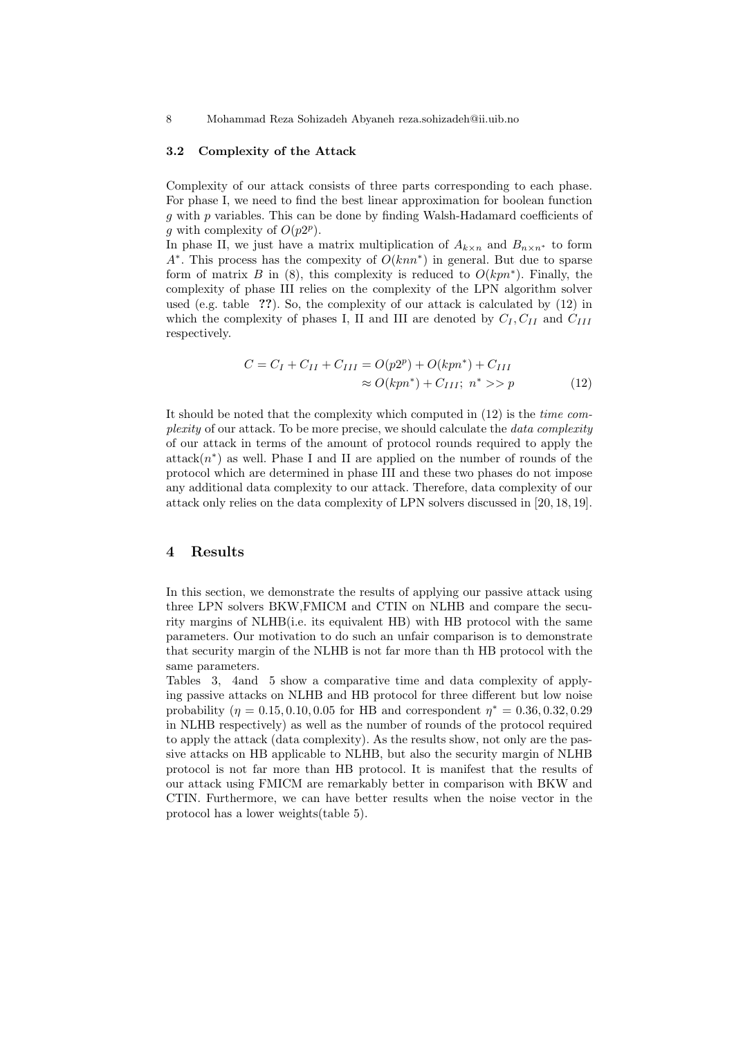### 3.2 Complexity of the Attack

Complexity of our attack consists of three parts corresponding to each phase. For phase I, we need to find the best linear approximation for boolean function $g$ with $p$ variables. This can be done by finding Walsh-Hadamard coefficients of $g$ with complexity of $O(p2^p)$.
In phase II, we just have a matrix multiplication of $A_{k\times n}$ and $B_{n\times n^*}$ to form $A^*$. This process has the compexity of $O(knn^*)$ in general. But due to sparse form of matrix $B$ in (8), this complexity is reduced to $O(kpn^*)$. Finally, the complexity of phase III relies on the complexity of the LPN algorithm solver used (e.g. table **??**). So, the complexity of our attack is calculated by (12) in which the complexity of phases I, II and III are denoted by $C_I, C_{II}$ and $C_{III}$ respectively.

$$C = C_I + C_{II} + C_{III} = O(p2^p) + O(kpn^*) + C_{III}$$
$$\approx O(kpn^*) + C_{III};\ n^* >> p \qquad (12)$$

It should be noted that the complexity which computed in (12) is the *time complexity* of our attack. To be more precise, we should calculate the *data complexity* of our attack in terms of the amount of protocol rounds required to apply the attack($n^*$) as well. Phase I and II are applied on the number of rounds of the protocol which are determined in phase III and these two phases do not impose any additional data complexity to our attack. Therefore, data complexity of our attack only relies on the data complexity of LPN solvers discussed in [20, 18, 19].

# 4 Results

In this section, we demonstrate the results of applying our passive attack using three LPN solvers BKW,FMICM and CTIN on NLHB and compare the security margins of NLHB(i.e. its equivalent HB) with HB protocol with the same parameters. Our motivation to do such an unfair comparison is to demonstrate that security margin of the NLHB is not far more than th HB protocol with the same parameters.
Tables 3, 4and 5 show a comparative time and data complexity of applying passive attacks on NLHB and HB protocol for three different but low noise probability ($\eta = 0.15, 0.10, 0.05$ for HB and correspondent $\eta^* = 0.36, 0.32, 0.29$ in NLHB respectively) as well as the number of rounds of the protocol required to apply the attack (data complexity). As the results show, not only are the passive attacks on HB applicable to NLHB, but also the security margin of NLHB protocol is not far more than HB protocol. It is manifest that the results of our attack using FMICM are remarkably better in comparison with BKW and CTIN. Furthermore, we can have better results when the noise vector in the protocol has a lower weights(table 5).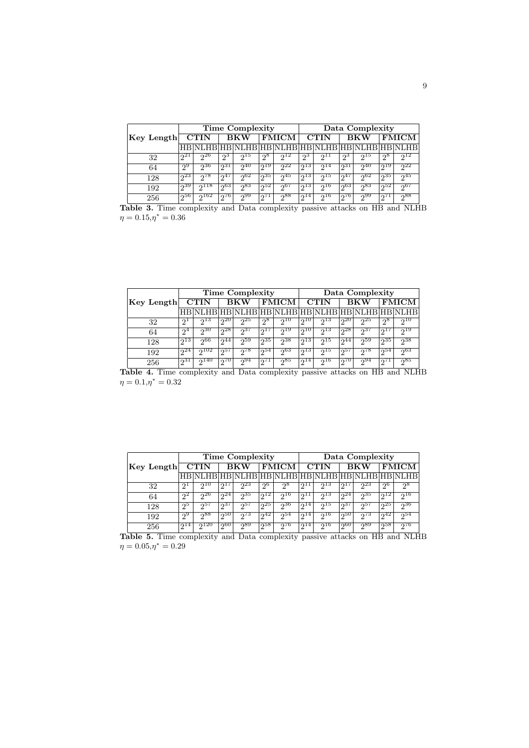| Key Length | Time Complexity | | | | | | Data Complexity | | | | | |
|---|---|---|---|---|---|---|---|---|---|---|---|---|
| | CTIN | | BKW | | FMICM | | CTIN | | BKW | | FMICM | |
| | HB | NLHB | HB | NLHB | HB | NLHB | HB | NLHB | HB | NLHB | HB | NLHB |
| 32 | $2^{21}$ | $2^{26}$ | $2^{3}$ | $2^{15}$ | $2^{8}$ | $2^{12}$ | $2^{3}$ | $2^{11}$ | $2^{3}$ | $2^{15}$ | $2^{8}$ | $2^{12}$ |
| 64 | $2^{9}$ | $2^{36}$ | $2^{31}$ | $2^{40}$ | $2^{19}$ | $2^{22}$ | $2^{13}$ | $2^{14}$ | $2^{31}$ | $2^{40}$ | $2^{19}$ | $2^{22}$ |
| 128 | $2^{23}$ | $2^{78}$ | $2^{47}$ | $2^{62}$ | $2^{35}$ | $2^{45}$ | $2^{13}$ | $2^{15}$ | $2^{47}$ | $2^{62}$ | $2^{35}$ | $2^{45}$ |
| 192 | $2^{39}$ | $2^{118}$ | $2^{63}$ | $2^{83}$ | $2^{52}$ | $2^{67}$ | $2^{13}$ | $2^{16}$ | $2^{63}$ | $2^{83}$ | $2^{52}$ | $2^{67}$ |
| 256 | $2^{56}$ | $2^{162}$ | $2^{76}$ | $2^{99}$ | $2^{71}$ | $2^{88}$ | $2^{14}$ | $2^{16}$ | $2^{76}$ | $2^{99}$ | $2^{71}$ | $2^{88}$ |

**Table 3.** Time complexity and Data complexity passive attacks on HB and NLHB $\eta = 0.15, \eta^* = 0.36$

| Key Length | Time Complexity | | | | | | Data Complexity | | | | | |
|---|---|---|---|---|---|---|---|---|---|---|---|---|
| | CTIN | | BKW | | FMICM | | CTIN | | BKW | | FMICM | |
| | HB | NLHB | HB | NLHB | HB | NLHB | HB | NLHB | HB | NLHB | HB | NLHB |
| 32 | $2^{1}$ | $2^{13}$ | $2^{20}$ | $2^{25}$ | $2^{8}$ | $2^{10}$ | $2^{10}$ | $2^{13}$ | $2^{20}$ | $2^{25}$ | $2^{8}$ | $2^{10}$ |
| 64 | $2^{4}$ | $2^{30}$ | $2^{28}$ | $2^{37}$ | $2^{17}$ | $2^{19}$ | $2^{10}$ | $2^{13}$ | $2^{28}$ | $2^{37}$ | $2^{17}$ | $2^{19}$ |
| 128 | $2^{13}$ | $2^{66}$ | $2^{44}$ | $2^{59}$ | $2^{35}$ | $2^{38}$ | $2^{13}$ | $2^{15}$ | $2^{44}$ | $2^{59}$ | $2^{35}$ | $2^{38}$ |
| 192 | $2^{24}$ | $2^{102}$ | $2^{57}$ | $2^{78}$ | $2^{54}$ | $2^{63}$ | $2^{13}$ | $2^{15}$ | $2^{57}$ | $2^{78}$ | $2^{54}$ | $2^{63}$ |
| 256 | $2^{31}$ | $2^{140}$ | $2^{70}$ | $2^{94}$ | $2^{71}$ | $2^{85}$ | $2^{14}$ | $2^{16}$ | $2^{70}$ | $2^{94}$ | $2^{71}$ | $2^{85}$ |

**Table 4.** Time complexity and Data complexity passive attacks on HB and NLHB $\eta = 0.1, \eta^* = 0.32$

| Key Length | Time Complexity | | | | | | Data Complexity | | | | | |
|---|---|---|---|---|---|---|---|---|---|---|---|---|
| | CTIN | | BKW | | FMICM | | CTIN | | BKW | | FMICM | |
| | HB | NLHB | HB | NLHB | HB | NLHB | HB | NLHB | HB | NLHB | HB | NLHB |
| 32 | $2^{1}$ | $2^{10}$ | $2^{17}$ | $2^{23}$ | $2^{6}$ | $2^{8}$ | $2^{11}$ | $2^{13}$ | $2^{17}$ | $2^{23}$ | $2^{6}$ | $2^{8}$ |
| 64 | $2^{2}$ | $2^{26}$ | $2^{24}$ | $2^{35}$ | $2^{12}$ | $2^{16}$ | $2^{11}$ | $2^{13}$ | $2^{24}$ | $2^{35}$ | $2^{12}$ | $2^{16}$ |
| 128 | $2^{5}$ | $2^{57}$ | $2^{37}$ | $2^{57}$ | $2^{25}$ | $2^{36}$ | $2^{14}$ | $2^{15}$ | $2^{37}$ | $2^{57}$ | $2^{25}$ | $2^{36}$ |
| 192 | $2^{9}$ | $2^{88}$ | $2^{50}$ | $2^{73}$ | $2^{42}$ | $2^{54}$ | $2^{14}$ | $2^{16}$ | $2^{50}$ | $2^{73}$ | $2^{42}$ | $2^{54}$ |
| 256 | $2^{14}$ | $2^{120}$ | $2^{60}$ | $2^{89}$ | $2^{58}$ | $2^{76}$ | $2^{14}$ | $2^{16}$ | $2^{60}$ | $2^{89}$ | $2^{58}$ | $2^{76}$ |

**Table 5.** Time complexity and Data complexity passive attacks on HB and NLHB $\eta = 0.05, \eta^* = 0.29$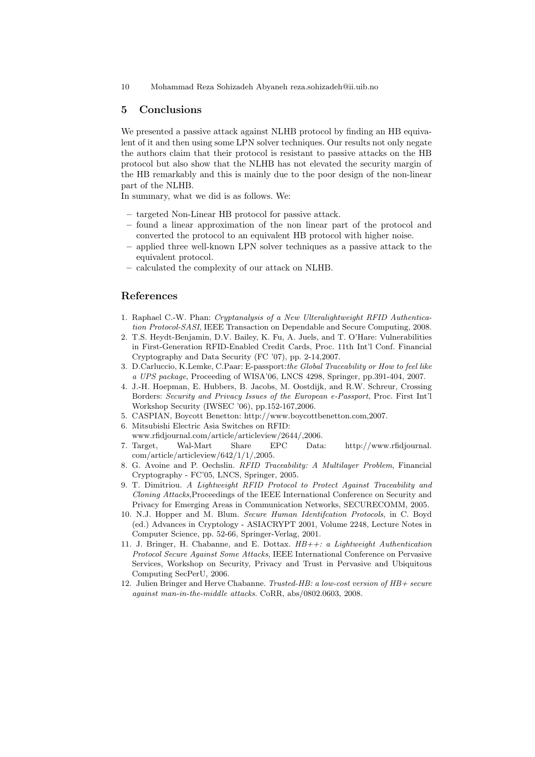## 5 Conclusions

We presented a passive attack against NLHB protocol by finding an HB equivalent of it and then using some LPN solver techniques. Our results not only negate the authors claim that their protocol is resistant to passive attacks on the HB protocol but also show that the NLHB has not elevated the security margin of the HB remarkably and this is mainly due to the poor design of the non-linear part of the NLHB.

In summary, what we did is as follows. We:

- targeted Non-Linear HB protocol for passive attack.
- found a linear approximation of the non linear part of the protocol and converted the protocol to an equivalent HB protocol with higher noise.
- applied three well-known LPN solver techniques as a passive attack to the equivalent protocol.
- calculated the complexity of our attack on NLHB.

## References

1. Raphael C.-W. Phan: *Cryptanalysis of a New Ulteralightweight RFID Authentication Protocol-SASI*, IEEE Transaction on Dependable and Secure Computing, 2008.
2. T.S. Heydt-Benjamin, D.V. Bailey, K. Fu, A. Juels, and T. O'Hare: Vulnerabilities in First-Generation RFID-Enabled Credit Cards, Proc. 11th Int'l Conf. Financial Cryptography and Data Security (FC '07), pp. 2-14,2007.
3. D.Carluccio, K.Lemke, C.Paar: E-passport:*the Global Traceability or How to feel like a UPS package*, Proceeding of WISA'06, LNCS 4298, Springer, pp.391-404, 2007.
4. J.-H. Hoepman, E. Hubbers, B. Jacobs, M. Oostdijk, and R.W. Schreur, Crossing Borders: *Security and Privacy Issues of the European e-Passport*, Proc. First Int'l Workshop Security (IWSEC '06), pp.152-167,2006.
5. CASPIAN, Boycott Benetton: http://www.boycottbenetton.com,2007.
6. Mitsubishi Electric Asia Switches on RFID: www.rfidjournal.com/article/articleview/2644/,2006.
7. Target, Wal-Mart Share EPC Data: http://www.rfidjournal.com/article/articleview/642/1/1/,2005.
8. G. Avoine and P. Oechslin. *RFID Traceability: A Multilayer Problem*, Financial Cryptography - FC'05, LNCS, Springer, 2005.
9. T. Dimitriou. *A Lightweight RFID Protocol to Protect Against Traceability and Cloning Attacks*,Proceedings of the IEEE International Conference on Security and Privacy for Emerging Areas in Communication Networks, SECURECOMM, 2005.
10. N.J. Hopper and M. Blum. *Secure Human Identifcation Protocols*, in C. Boyd (ed.) Advances in Cryptology - ASIACRYPT 2001, Volume 2248, Lecture Notes in Computer Science, pp. 52-66, Springer-Verlag, 2001.
11. J. Bringer, H. Chabanne, and E. Dottax. *HB++: a Lightweight Authentication Protocol Secure Against Some Attacks*, IEEE International Conference on Pervasive Services, Workshop on Security, Privacy and Trust in Pervasive and Ubiquitous Computing SecPerU, 2006.
12. Julien Bringer and Herve Chabanne. *Trusted-HB: a low-cost version of HB+ secure against man-in-the-middle attacks*. CoRR, abs/0802.0603, 2008.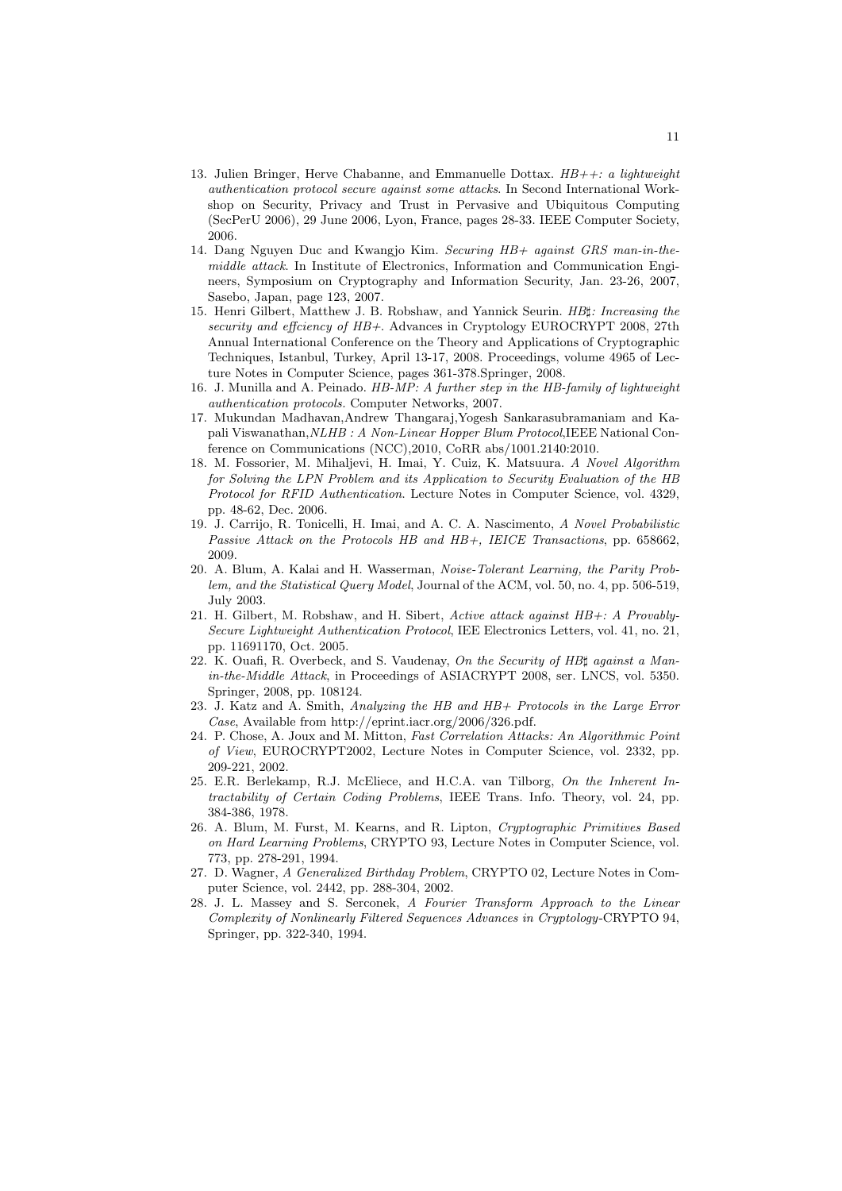13. Julien Bringer, Herve Chabanne, and Emmanuelle Dottax. *HB++: a lightweight authentication protocol secure against some attacks*. In Second International Workshop on Security, Privacy and Trust in Pervasive and Ubiquitous Computing (SecPerU 2006), 29 June 2006, Lyon, France, pages 28-33. IEEE Computer Society, 2006.
14. Dang Nguyen Duc and Kwangjo Kim. *Securing HB+ against GRS man-in-the-middle attack*. In Institute of Electronics, Information and Communication Engineers, Symposium on Cryptography and Information Security, Jan. 23-26, 2007, Sasebo, Japan, page 123, 2007.
15. Henri Gilbert, Matthew J. B. Robshaw, and Yannick Seurin. *HB♯: Increasing the security and effciency of HB+*. Advances in Cryptology EUROCRYPT 2008, 27th Annual International Conference on the Theory and Applications of Cryptographic Techniques, Istanbul, Turkey, April 13-17, 2008. Proceedings, volume 4965 of Lecture Notes in Computer Science, pages 361-378.Springer, 2008.
16. J. Munilla and A. Peinado. *HB-MP: A further step in the HB-family of lightweight authentication protocols*. Computer Networks, 2007.
17. Mukundan Madhavan,Andrew Thangaraj,Yogesh Sankarasubramaniam and Kapali Viswanathan,*NLHB : A Non-Linear Hopper Blum Protocol*,IEEE National Conference on Communications (NCC),2010, CoRR abs/1001.2140:2010.
18. M. Fossorier, M. Mihaljevi, H. Imai, Y. Cuiz, K. Matsuura. *A Novel Algorithm for Solving the LPN Problem and its Application to Security Evaluation of the HB Protocol for RFID Authentication*. Lecture Notes in Computer Science, vol. 4329, pp. 48-62, Dec. 2006.
19. J. Carrijo, R. Tonicelli, H. Imai, and A. C. A. Nascimento, *A Novel Probabilistic Passive Attack on the Protocols HB and HB+, IEICE Transactions*, pp. 658662, 2009.
20. A. Blum, A. Kalai and H. Wasserman, *Noise-Tolerant Learning, the Parity Problem, and the Statistical Query Model*, Journal of the ACM, vol. 50, no. 4, pp. 506-519, July 2003.
21. H. Gilbert, M. Robshaw, and H. Sibert, *Active attack against HB+: A Provably-Secure Lightweight Authentication Protocol*, IEE Electronics Letters, vol. 41, no. 21, pp. 11691170, Oct. 2005.
22. K. Ouafi, R. Overbeck, and S. Vaudenay, *On the Security of HB♯ against a Man-in-the-Middle Attack*, in Proceedings of ASIACRYPT 2008, ser. LNCS, vol. 5350. Springer, 2008, pp. 108124.
23. J. Katz and A. Smith, *Analyzing the HB and HB+ Protocols in the Large Error Case*, Available from http://eprint.iacr.org/2006/326.pdf.
24. P. Chose, A. Joux and M. Mitton, *Fast Correlation Attacks: An Algorithmic Point of View*, EUROCRYPT2002, Lecture Notes in Computer Science, vol. 2332, pp. 209-221, 2002.
25. E.R. Berlekamp, R.J. McEliece, and H.C.A. van Tilborg, *On the Inherent Intractability of Certain Coding Problems*, IEEE Trans. Info. Theory, vol. 24, pp. 384-386, 1978.
26. A. Blum, M. Furst, M. Kearns, and R. Lipton, *Cryptographic Primitives Based on Hard Learning Problems*, CRYPTO 93, Lecture Notes in Computer Science, vol. 773, pp. 278-291, 1994.
27. D. Wagner, *A Generalized Birthday Problem*, CRYPTO 02, Lecture Notes in Computer Science, vol. 2442, pp. 288-304, 2002.
28. J. L. Massey and S. Serconek, *A Fourier Transform Approach to the Linear Complexity of Nonlinearly Filtered Sequences Advances in Cryptology*-CRYPTO 94, Springer, pp. 322-340, 1994.